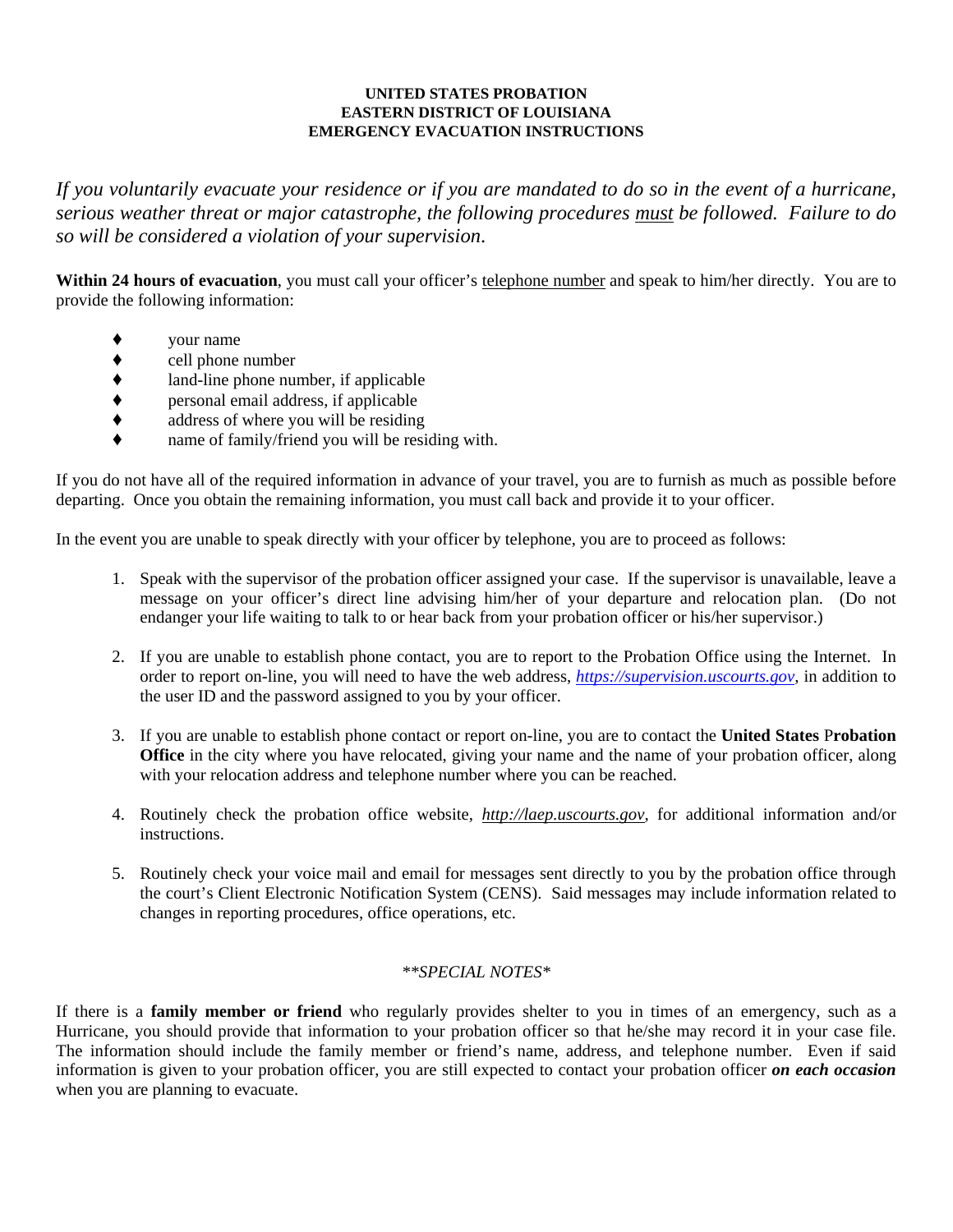**UNITED STATES PROBATION**
**EASTERN DISTRICT OF LOUISIANA**
**EMERGENCY EVACUATION INSTRUCTIONS**

*If you voluntarily evacuate your residence or if you are mandated to do so in the event of a hurricane, serious weather threat or major catastrophe, the following procedures must be followed. Failure to do so will be considered a violation of your supervision.*

**Within 24 hours of evacuation**, you must call your officer's telephone number and speak to him/her directly. You are to provide the following information:

- your name
- cell phone number
- land-line phone number, if applicable
- personal email address, if applicable
- address of where you will be residing
- name of family/friend you will be residing with.

If you do not have all of the required information in advance of your travel, you are to furnish as much as possible before departing. Once you obtain the remaining information, you must call back and provide it to your officer.

In the event you are unable to speak directly with your officer by telephone, you are to proceed as follows:

1. Speak with the supervisor of the probation officer assigned your case. If the supervisor is unavailable, leave a message on your officer's direct line advising him/her of your departure and relocation plan. (Do not endanger your life waiting to talk to or hear back from your probation officer or his/her supervisor.)
2. If you are unable to establish phone contact, you are to report to the Probation Office using the Internet. In order to report on-line, you will need to have the web address, *https://supervision.uscourts.gov*, in addition to the user ID and the password assigned to you by your officer.
3. If you are unable to establish phone contact or report on-line, you are to contact the **United States Probation Office** in the city where you have relocated, giving your name and the name of your probation officer, along with your relocation address and telephone number where you can be reached.
4. Routinely check the probation office website, *http://laep.uscourts.gov*, for additional information and/or instructions.
5. Routinely check your voice mail and email for messages sent directly to you by the probation office through the court's Client Electronic Notification System (CENS). Said messages may include information related to changes in reporting procedures, office operations, etc.

*\*\*SPECIAL NOTES\**

If there is a **family member or friend** who regularly provides shelter to you in times of an emergency, such as a Hurricane, you should provide that information to your probation officer so that he/she may record it in your case file. The information should include the family member or friend's name, address, and telephone number. Even if said information is given to your probation officer, you are still expected to contact your probation officer ***on each occasion*** when you are planning to evacuate.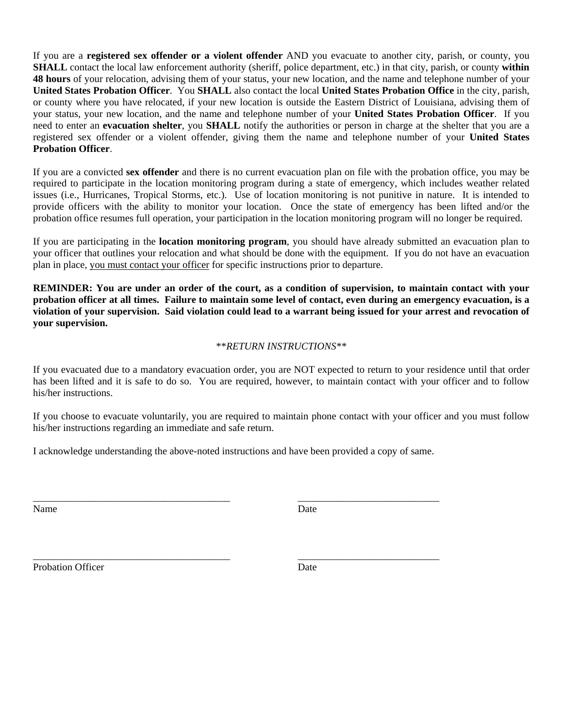If you are a **registered sex offender or a violent offender** AND you evacuate to another city, parish, or county, you **SHALL** contact the local law enforcement authority (sheriff, police department, etc.) in that city, parish, or county **within 48 hours** of your relocation, advising them of your status, your new location, and the name and telephone number of your **United States Probation Officer**. You **SHALL** also contact the local **United States Probation Office** in the city, parish, or county where you have relocated, if your new location is outside the Eastern District of Louisiana, advising them of your status, your new location, and the name and telephone number of your **United States Probation Officer**. If you need to enter an **evacuation shelter**, you **SHALL** notify the authorities or person in charge at the shelter that you are a registered sex offender or a violent offender, giving them the name and telephone number of your **United States Probation Officer**.

If you are a convicted **sex offender** and there is no current evacuation plan on file with the probation office, you may be required to participate in the location monitoring program during a state of emergency, which includes weather related issues (i.e., Hurricanes, Tropical Storms, etc.). Use of location monitoring is not punitive in nature. It is intended to provide officers with the ability to monitor your location. Once the state of emergency has been lifted and/or the probation office resumes full operation, your participation in the location monitoring program will no longer be required.

If you are participating in the **location monitoring program**, you should have already submitted an evacuation plan to your officer that outlines your relocation and what should be done with the equipment. If you do not have an evacuation plan in place, <u>you must contact your officer</u> for specific instructions prior to departure.

**REMINDER: You are under an order of the court, as a condition of supervision, to maintain contact with your probation officer at all times. Failure to maintain some level of contact, even during an emergency evacuation, is a violation of your supervision. Said violation could lead to a warrant being issued for your arrest and revocation of your supervision.**

*\*\*RETURN INSTRUCTIONS\*\**

If you evacuated due to a mandatory evacuation order, you are NOT expected to return to your residence until that order has been lifted and it is safe to do so. You are required, however, to maintain contact with your officer and to follow his/her instructions.

If you choose to evacuate voluntarily, you are required to maintain phone contact with your officer and you must follow his/her instructions regarding an immediate and safe return.

I acknowledge understanding the above-noted instructions and have been provided a copy of same.

________________________________________ ____________________________
Name Date

________________________________________ ____________________________
Probation Officer Date